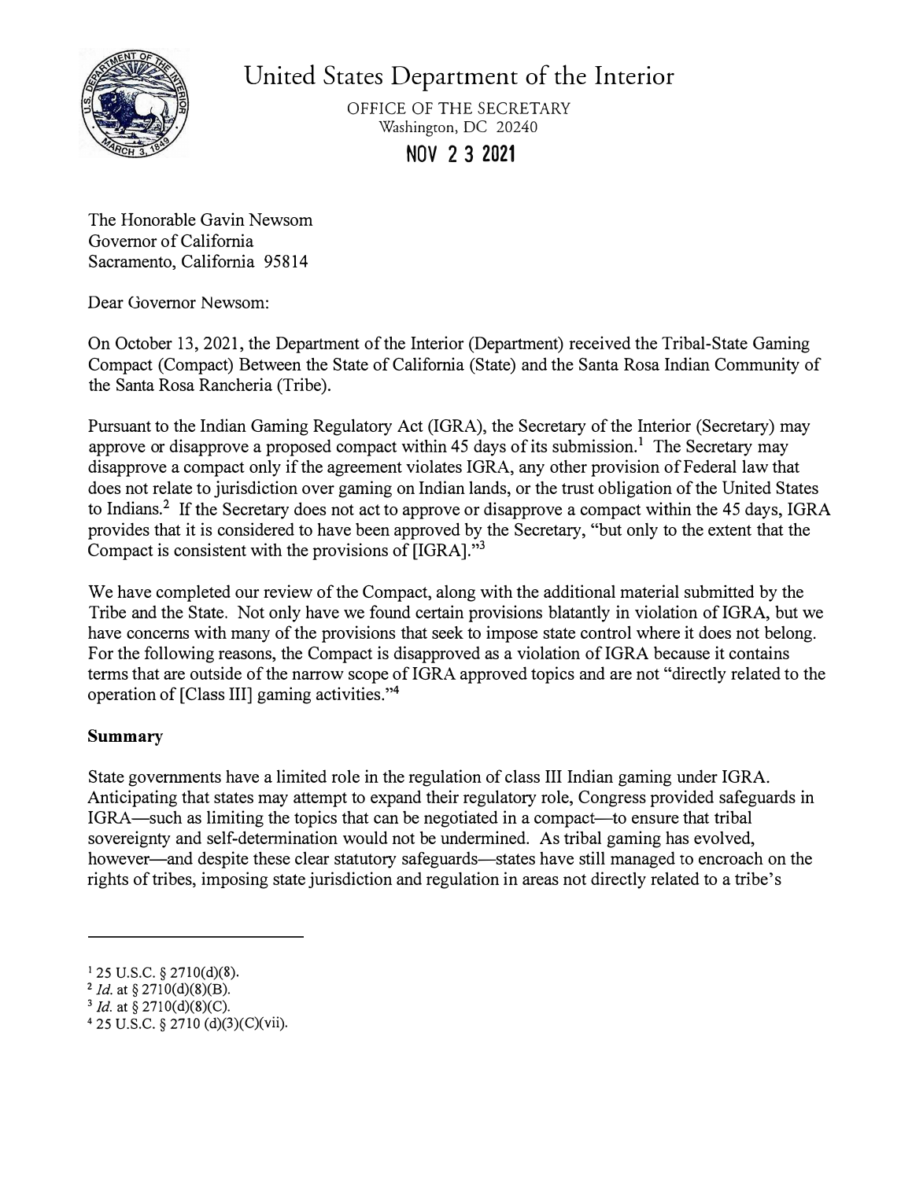# United States Department of the Interior

OFFICE OF THE SECRETARY
Washington, DC 20240

**NOV 2 3 2021**

The Honorable Gavin Newsom
Governor of California
Sacramento, California 95814

Dear Governor Newsom:

On October 13, 2021, the Department of the Interior (Department) received the Tribal-State Gaming Compact (Compact) Between the State of California (State) and the Santa Rosa Indian Community of the Santa Rosa Rancheria (Tribe).

Pursuant to the Indian Gaming Regulatory Act (IGRA), the Secretary of the Interior (Secretary) may approve or disapprove a proposed compact within 45 days of its submission.[1] The Secretary may disapprove a compact only if the agreement violates IGRA, any other provision of Federal law that does not relate to jurisdiction over gaming on Indian lands, or the trust obligation of the United States to Indians.[2] If the Secretary does not act to approve or disapprove a compact within the 45 days, IGRA provides that it is considered to have been approved by the Secretary, "but only to the extent that the Compact is consistent with the provisions of [IGRA]."[3]

We have completed our review of the Compact, along with the additional material submitted by the Tribe and the State. Not only have we found certain provisions blatantly in violation of IGRA, but we have concerns with many of the provisions that seek to impose state control where it does not belong. For the following reasons, the Compact is disapproved as a violation of IGRA because it contains terms that are outside of the narrow scope of IGRA approved topics and are not "directly related to the operation of [Class III] gaming activities."[4]

**Summary**

State governments have a limited role in the regulation of class III Indian gaming under IGRA. Anticipating that states may attempt to expand their regulatory role, Congress provided safeguards in IGRA—such as limiting the topics that can be negotiated in a compact—to ensure that tribal sovereignty and self-determination would not be undermined. As tribal gaming has evolved, however—and despite these clear statutory safeguards—states have still managed to encroach on the rights of tribes, imposing state jurisdiction and regulation in areas not directly related to a tribe's

---

[1] 25 U.S.C. § 2710(d)(8).
[2] *Id.* at § 2710(d)(8)(B).
[3] *Id.* at § 2710(d)(8)(C).
[4] 25 U.S.C. § 2710 (d)(3)(C)(vii).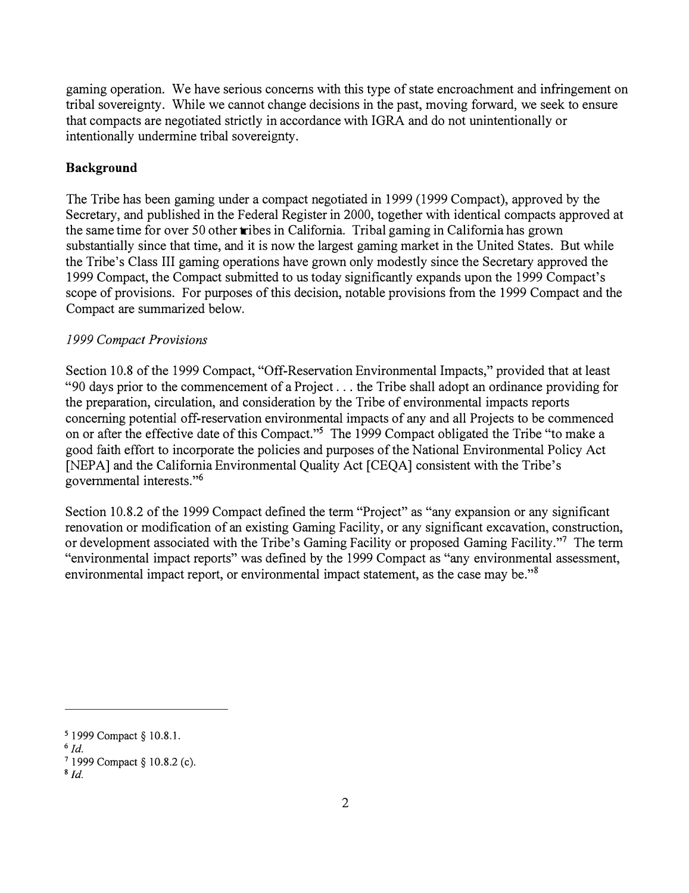gaming operation. We have serious concerns with this type of state encroachment and infringement on tribal sovereignty. While we cannot change decisions in the past, moving forward, we seek to ensure that compacts are negotiated strictly in accordance with IGRA and do not unintentionally or intentionally undermine tribal sovereignty.

**Background**

The Tribe has been gaming under a compact negotiated in 1999 (1999 Compact), approved by the Secretary, and published in the Federal Register in 2000, together with identical compacts approved at the same time for over 50 other tribes in California. Tribal gaming in California has grown substantially since that time, and it is now the largest gaming market in the United States. But while the Tribe's Class III gaming operations have grown only modestly since the Secretary approved the 1999 Compact, the Compact submitted to us today significantly expands upon the 1999 Compact's scope of provisions. For purposes of this decision, notable provisions from the 1999 Compact and the Compact are summarized below.

*1999 Compact Provisions*

Section 10.8 of the 1999 Compact, "Off-Reservation Environmental Impacts," provided that at least "90 days prior to the commencement of a Project . . . the Tribe shall adopt an ordinance providing for the preparation, circulation, and consideration by the Tribe of environmental impacts reports concerning potential off-reservation environmental impacts of any and all Projects to be commenced on or after the effective date of this Compact."[5] The 1999 Compact obligated the Tribe "to make a good faith effort to incorporate the policies and purposes of the National Environmental Policy Act [NEPA] and the California Environmental Quality Act [CEQA] consistent with the Tribe's governmental interests."[6]

Section 10.8.2 of the 1999 Compact defined the term "Project" as "any expansion or any significant renovation or modification of an existing Gaming Facility, or any significant excavation, construction, or development associated with the Tribe's Gaming Facility or proposed Gaming Facility."[7] The term "environmental impact reports" was defined by the 1999 Compact as "any environmental assessment, environmental impact report, or environmental impact statement, as the case may be."[8]

---

[5] 1999 Compact § 10.8.1.

[6] *Id.*

[7] 1999 Compact § 10.8.2 (c).

[8] *Id.*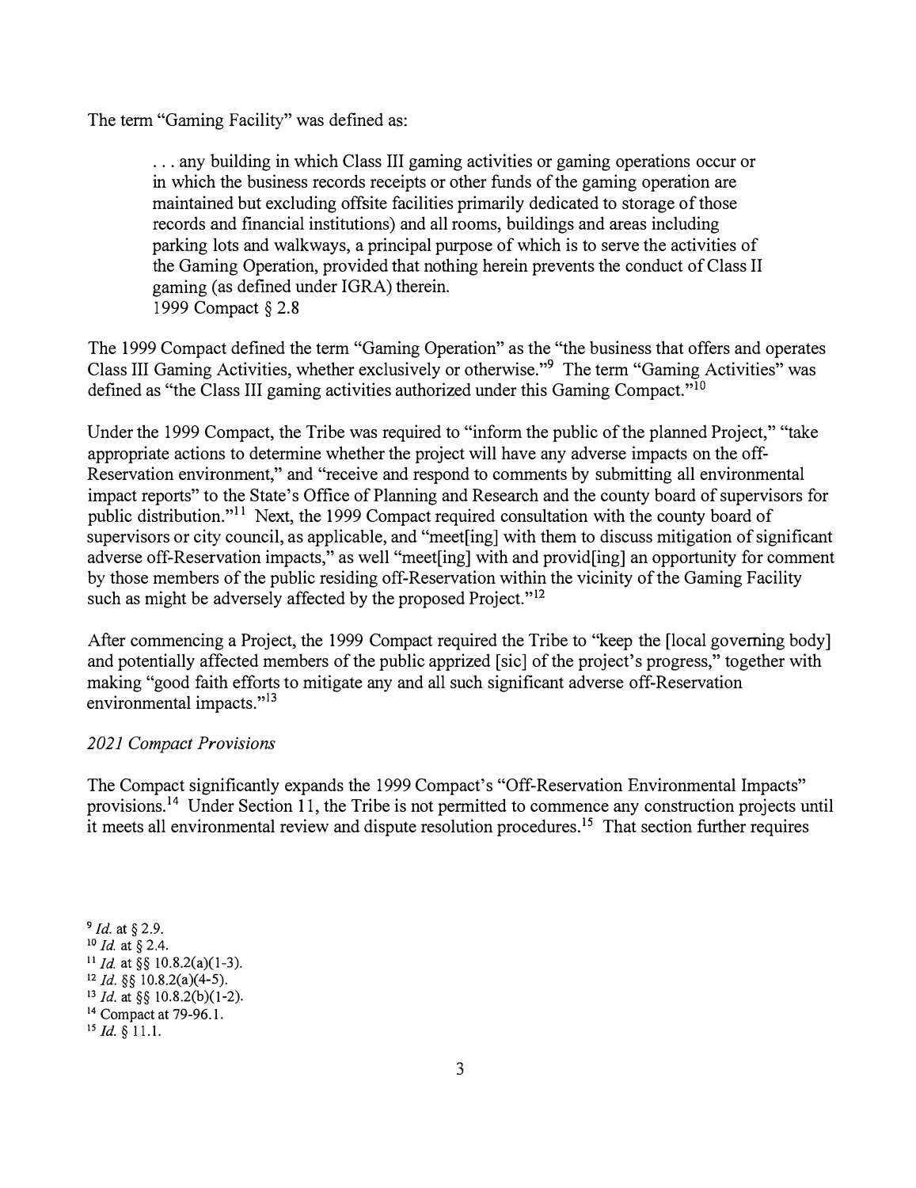The term "Gaming Facility" was defined as:

> . . . any building in which Class III gaming activities or gaming operations occur or in which the business records receipts or other funds of the gaming operation are maintained but excluding offsite facilities primarily dedicated to storage of those records and financial institutions) and all rooms, buildings and areas including parking lots and walkways, a principal purpose of which is to serve the activities of the Gaming Operation, provided that nothing herein prevents the conduct of Class II gaming (as defined under IGRA) therein.
> 1999 Compact § 2.8

The 1999 Compact defined the term "Gaming Operation" as the "the business that offers and operates Class III Gaming Activities, whether exclusively or otherwise."[9] The term "Gaming Activities" was defined as "the Class III gaming activities authorized under this Gaming Compact."[10]

Under the 1999 Compact, the Tribe was required to "inform the public of the planned Project," "take appropriate actions to determine whether the project will have any adverse impacts on the off-Reservation environment," and "receive and respond to comments by submitting all environmental impact reports" to the State's Office of Planning and Research and the county board of supervisors for public distribution."[11] Next, the 1999 Compact required consultation with the county board of supervisors or city council, as applicable, and "meet[ing] with them to discuss mitigation of significant adverse off-Reservation impacts," as well "meet[ing] with and provid[ing] an opportunity for comment by those members of the public residing off-Reservation within the vicinity of the Gaming Facility such as might be adversely affected by the proposed Project."[12]

After commencing a Project, the 1999 Compact required the Tribe to "keep the [local governing body] and potentially affected members of the public apprized [sic] of the project's progress," together with making "good faith efforts to mitigate any and all such significant adverse off-Reservation environmental impacts."[13]

*2021 Compact Provisions*

The Compact significantly expands the 1999 Compact's "Off-Reservation Environmental Impacts" provisions.[14] Under Section 11, the Tribe is not permitted to commence any construction projects until it meets all environmental review and dispute resolution procedures.[15] That section further requires

[9] *Id.* at § 2.9.
[10] *Id.* at § 2.4.
[11] *Id.* at §§ 10.8.2(a)(1-3).
[12] *Id.* §§ 10.8.2(a)(4-5).
[13] *Id.* at §§ 10.8.2(b)(1-2).
[14] Compact at 79-96.1.
[15] *Id.* § 11.1.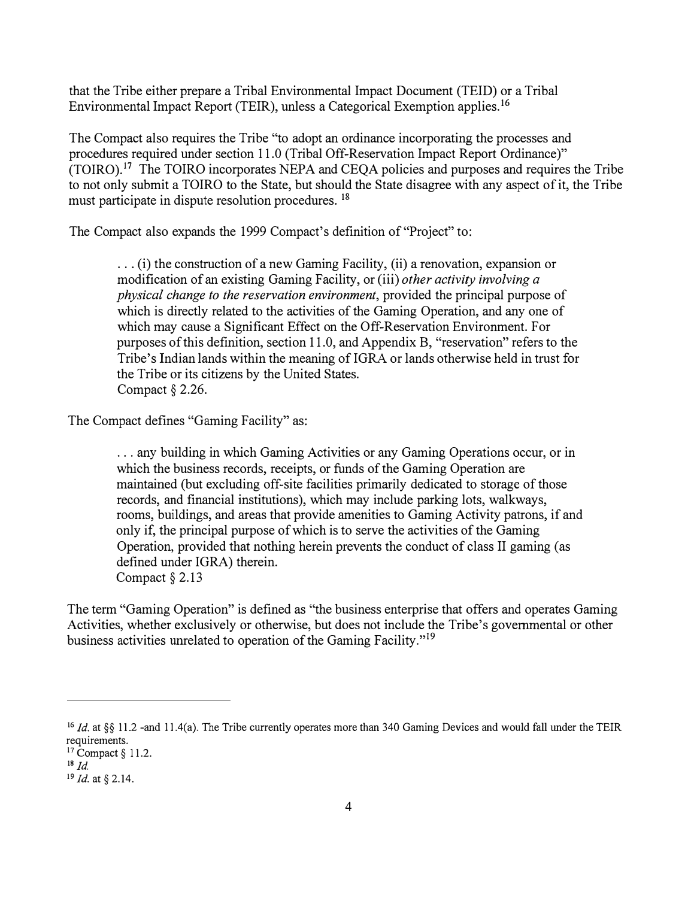that the Tribe either prepare a Tribal Environmental Impact Document (TEID) or a Tribal Environmental Impact Report (TEIR), unless a Categorical Exemption applies.[16]

The Compact also requires the Tribe "to adopt an ordinance incorporating the processes and procedures required under section 11.0 (Tribal Off-Reservation Impact Report Ordinance)" (TOIRO).[17] The TOIRO incorporates NEPA and CEQA policies and purposes and requires the Tribe to not only submit a TOIRO to the State, but should the State disagree with any aspect of it, the Tribe must participate in dispute resolution procedures. [18]

The Compact also expands the 1999 Compact's definition of "Project" to:

> . . . (i) the construction of a new Gaming Facility, (ii) a renovation, expansion or modification of an existing Gaming Facility, or (iii) *other activity involving a physical change to the reservation environment*, provided the principal purpose of which is directly related to the activities of the Gaming Operation, and any one of which may cause a Significant Effect on the Off-Reservation Environment. For purposes of this definition, section 11.0, and Appendix B, "reservation" refers to the Tribe's Indian lands within the meaning of IGRA or lands otherwise held in trust for the Tribe or its citizens by the United States.
> Compact § 2.26.

The Compact defines "Gaming Facility" as:

> . . . any building in which Gaming Activities or any Gaming Operations occur, or in which the business records, receipts, or funds of the Gaming Operation are maintained (but excluding off-site facilities primarily dedicated to storage of those records, and financial institutions), which may include parking lots, walkways, rooms, buildings, and areas that provide amenities to Gaming Activity patrons, if and only if, the principal purpose of which is to serve the activities of the Gaming Operation, provided that nothing herein prevents the conduct of class II gaming (as defined under IGRA) therein.
> Compact § 2.13

The term "Gaming Operation" is defined as "the business enterprise that offers and operates Gaming Activities, whether exclusively or otherwise, but does not include the Tribe's governmental or other business activities unrelated to operation of the Gaming Facility."[19]

---

[16] *Id.* at §§ 11.2 -and 11.4(a). The Tribe currently operates more than 340 Gaming Devices and would fall under the TEIR requirements.

[17] Compact § 11.2.

[18] *Id.*

[19] *Id.* at § 2.14.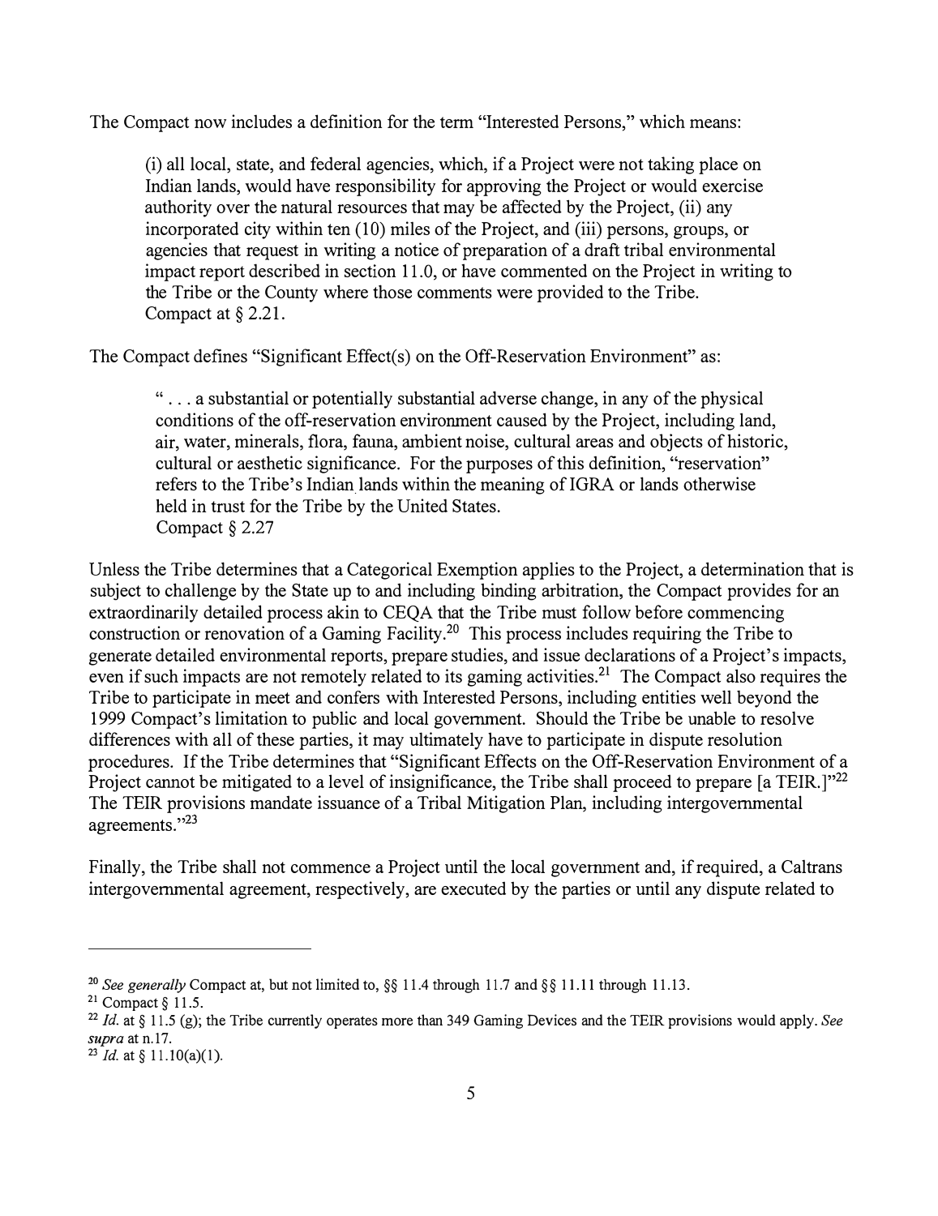The Compact now includes a definition for the term "Interested Persons," which means:

> (i) all local, state, and federal agencies, which, if a Project were not taking place on Indian lands, would have responsibility for approving the Project or would exercise authority over the natural resources that may be affected by the Project, (ii) any incorporated city within ten (10) miles of the Project, and (iii) persons, groups, or agencies that request in writing a notice of preparation of a draft tribal environmental impact report described in section 11.0, or have commented on the Project in writing to the Tribe or the County where those comments were provided to the Tribe.
> Compact at § 2.21.

The Compact defines "Significant Effect(s) on the Off-Reservation Environment" as:

> " . . . a substantial or potentially substantial adverse change, in any of the physical conditions of the off-reservation environment caused by the Project, including land, air, water, minerals, flora, fauna, ambient noise, cultural areas and objects of historic, cultural or aesthetic significance. For the purposes of this definition, "reservation" refers to the Tribe's Indian lands within the meaning of IGRA or lands otherwise held in trust for the Tribe by the United States.
> Compact § 2.27

Unless the Tribe determines that a Categorical Exemption applies to the Project, a determination that is subject to challenge by the State up to and including binding arbitration, the Compact provides for an extraordinarily detailed process akin to CEQA that the Tribe must follow before commencing construction or renovation of a Gaming Facility.[20] This process includes requiring the Tribe to generate detailed environmental reports, prepare studies, and issue declarations of a Project's impacts, even if such impacts are not remotely related to its gaming activities.[21] The Compact also requires the Tribe to participate in meet and confers with Interested Persons, including entities well beyond the 1999 Compact's limitation to public and local government. Should the Tribe be unable to resolve differences with all of these parties, it may ultimately have to participate in dispute resolution procedures. If the Tribe determines that "Significant Effects on the Off-Reservation Environment of a Project cannot be mitigated to a level of insignificance, the Tribe shall proceed to prepare [a TEIR.]"[22] The TEIR provisions mandate issuance of a Tribal Mitigation Plan, including intergovernmental agreements."[23]

Finally, the Tribe shall not commence a Project until the local government and, if required, a Caltrans intergovernmental agreement, respectively, are executed by the parties or until any dispute related to

---

[20] *See generally* Compact at, but not limited to, §§ 11.4 through 11.7 and §§ 11.11 through 11.13.

[21] Compact § 11.5.

[22] *Id.* at § 11.5 (g); the Tribe currently operates more than 349 Gaming Devices and the TEIR provisions would apply. *See supra* at n.17.

[23] *Id.* at § 11.10(a)(1).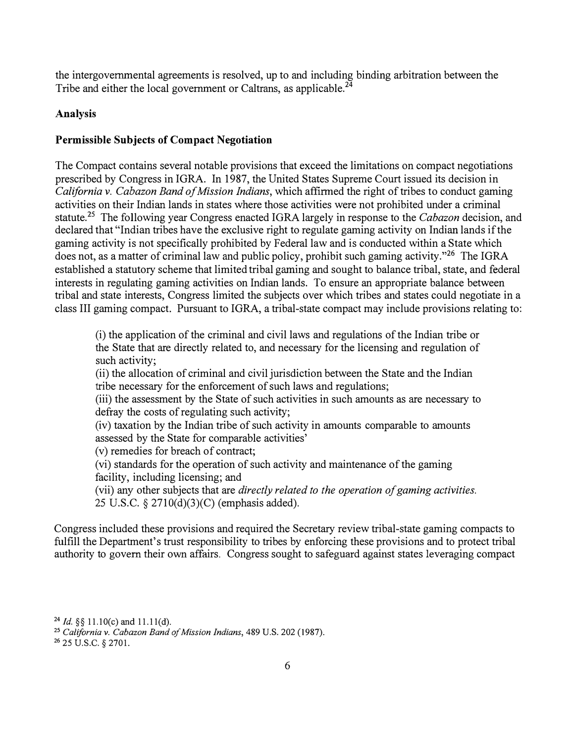the intergovernmental agreements is resolved, up to and including binding arbitration between the Tribe and either the local government or Caltrans, as applicable.[24]

**Analysis**

**Permissible Subjects of Compact Negotiation**

The Compact contains several notable provisions that exceed the limitations on compact negotiations prescribed by Congress in IGRA. In 1987, the United States Supreme Court issued its decision in *California v. Cabazon Band of Mission Indians*, which affirmed the right of tribes to conduct gaming activities on their Indian lands in states where those activities were not prohibited under a criminal statute.[25] The following year Congress enacted IGRA largely in response to the *Cabazon* decision, and declared that "Indian tribes have the exclusive right to regulate gaming activity on Indian lands if the gaming activity is not specifically prohibited by Federal law and is conducted within a State which does not, as a matter of criminal law and public policy, prohibit such gaming activity."[26] The IGRA established a statutory scheme that limited tribal gaming and sought to balance tribal, state, and federal interests in regulating gaming activities on Indian lands. To ensure an appropriate balance between tribal and state interests, Congress limited the subjects over which tribes and states could negotiate in a class III gaming compact. Pursuant to IGRA, a tribal-state compact may include provisions relating to:

> (i) the application of the criminal and civil laws and regulations of the Indian tribe or the State that are directly related to, and necessary for the licensing and regulation of such activity;
> (ii) the allocation of criminal and civil jurisdiction between the State and the Indian tribe necessary for the enforcement of such laws and regulations;
> (iii) the assessment by the State of such activities in such amounts as are necessary to defray the costs of regulating such activity;
> (iv) taxation by the Indian tribe of such activity in amounts comparable to amounts assessed by the State for comparable activities'
> (v) remedies for breach of contract;
> (vi) standards for the operation of such activity and maintenance of the gaming facility, including licensing; and
> (vii) any other subjects that are *directly related to the operation of gaming activities.*
> 25 U.S.C. § 2710(d)(3)(C) (emphasis added).

Congress included these provisions and required the Secretary review tribal-state gaming compacts to fulfill the Department's trust responsibility to tribes by enforcing these provisions and to protect tribal authority to govern their own affairs. Congress sought to safeguard against states leveraging compact

[24] *Id.* §§ 11.10(c) and 11.11(d).
[25] *California v. Cabazon Band of Mission Indians*, 489 U.S. 202 (1987).
[26] 25 U.S.C. § 2701.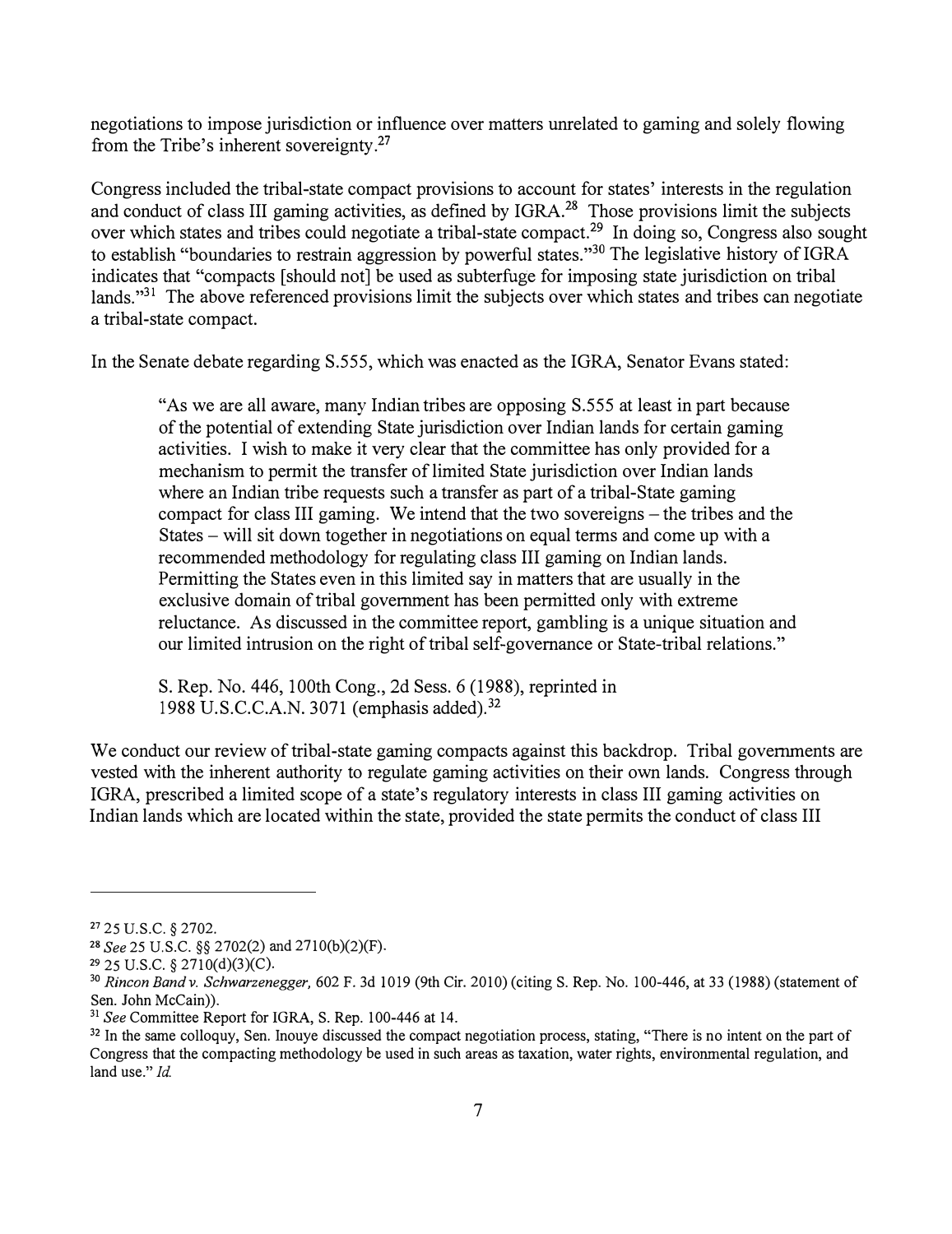negotiations to impose jurisdiction or influence over matters unrelated to gaming and solely flowing from the Tribe's inherent sovereignty.[27]

Congress included the tribal-state compact provisions to account for states' interests in the regulation and conduct of class III gaming activities, as defined by IGRA.[28] Those provisions limit the subjects over which states and tribes could negotiate a tribal-state compact.[29] In doing so, Congress also sought to establish "boundaries to restrain aggression by powerful states."[30] The legislative history of IGRA indicates that "compacts [should not] be used as subterfuge for imposing state jurisdiction on tribal lands."[31] The above referenced provisions limit the subjects over which states and tribes can negotiate a tribal-state compact.

In the Senate debate regarding S.555, which was enacted as the IGRA, Senator Evans stated:

> "As we are all aware, many Indian tribes are opposing S.555 at least in part because of the potential of extending State jurisdiction over Indian lands for certain gaming activities. I wish to make it very clear that the committee has only provided for a mechanism to permit the transfer of limited State jurisdiction over Indian lands where an Indian tribe requests such a transfer as part of a tribal-State gaming compact for class III gaming. We intend that the two sovereigns – the tribes and the States – will sit down together in negotiations on equal terms and come up with a recommended methodology for regulating class III gaming on Indian lands. Permitting the States even in this limited say in matters that are usually in the exclusive domain of tribal government has been permitted only with extreme reluctance. As discussed in the committee report, gambling is a unique situation and our limited intrusion on the right of tribal self-governance or State-tribal relations."
>
> S. Rep. No. 446, 100th Cong., 2d Sess. 6 (1988), reprinted in 1988 U.S.C.C.A.N. 3071 (emphasis added).[32]

We conduct our review of tribal-state gaming compacts against this backdrop. Tribal governments are vested with the inherent authority to regulate gaming activities on their own lands. Congress through IGRA, prescribed a limited scope of a state's regulatory interests in class III gaming activities on Indian lands which are located within the state, provided the state permits the conduct of class III

---

[27] 25 U.S.C. § 2702.

[28] *See* 25 U.S.C. §§ 2702(2) and 2710(b)(2)(F).

[29] 25 U.S.C. § 2710(d)(3)(C).

[30] *Rincon Band v. Schwarzenegger,* 602 F. 3d 1019 (9th Cir. 2010) (citing S. Rep. No. 100-446, at 33 (1988) (statement of Sen. John McCain)).

[31] *See* Committee Report for IGRA, S. Rep. 100-446 at 14.

[32] In the same colloquy, Sen. Inouye discussed the compact negotiation process, stating, "There is no intent on the part of Congress that the compacting methodology be used in such areas as taxation, water rights, environmental regulation, and land use." *Id.*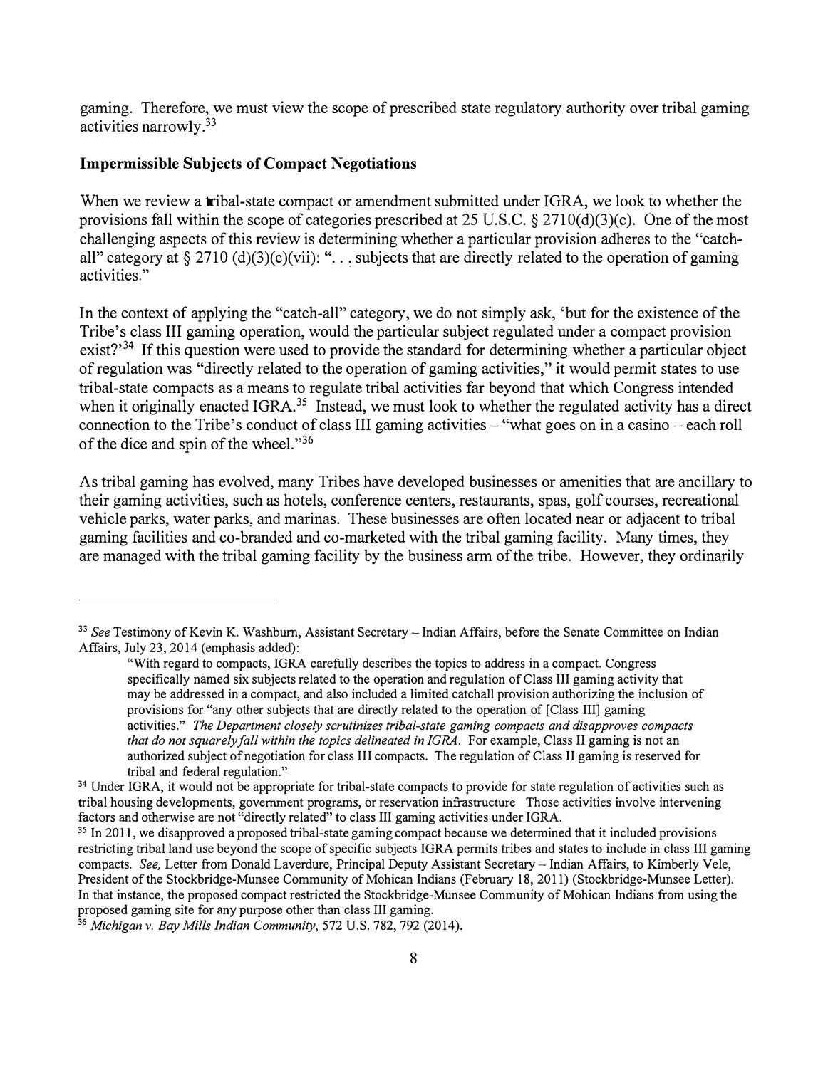gaming. Therefore, we must view the scope of prescribed state regulatory authority over tribal gaming activities narrowly.[33]

**Impermissible Subjects of Compact Negotiations**

When we review a tribal-state compact or amendment submitted under IGRA, we look to whether the provisions fall within the scope of categories prescribed at 25 U.S.C. § 2710(d)(3)(c). One of the most challenging aspects of this review is determining whether a particular provision adheres to the "catch-all" category at § 2710 (d)(3)(c)(vii): ". . . subjects that are directly related to the operation of gaming activities."

In the context of applying the "catch-all" category, we do not simply ask, 'but for the existence of the Tribe's class III gaming operation, would the particular subject regulated under a compact provision exist?'[34] If this question were used to provide the standard for determining whether a particular object of regulation was "directly related to the operation of gaming activities," it would permit states to use tribal-state compacts as a means to regulate tribal activities far beyond that which Congress intended when it originally enacted IGRA.[35] Instead, we must look to whether the regulated activity has a direct connection to the Tribe's conduct of class III gaming activities – "what goes on in a casino – each roll of the dice and spin of the wheel."[36]

As tribal gaming has evolved, many Tribes have developed businesses or amenities that are ancillary to their gaming activities, such as hotels, conference centers, restaurants, spas, golf courses, recreational vehicle parks, water parks, and marinas. These businesses are often located near or adjacent to tribal gaming facilities and co-branded and co-marketed with the tribal gaming facility. Many times, they are managed with the tribal gaming facility by the business arm of the tribe. However, they ordinarily

---

[33] *See* Testimony of Kevin K. Washburn, Assistant Secretary – Indian Affairs, before the Senate Committee on Indian Affairs, July 23, 2014 (emphasis added):

> "With regard to compacts, IGRA carefully describes the topics to address in a compact. Congress specifically named six subjects related to the operation and regulation of Class III gaming activity that may be addressed in a compact, and also included a limited catchall provision authorizing the inclusion of provisions for "any other subjects that are directly related to the operation of [Class III] gaming activities." *The Department closely scrutinizes tribal-state gaming compacts and disapproves compacts that do not squarely fall within the topics delineated in IGRA.* For example, Class II gaming is not an authorized subject of negotiation for class III compacts. The regulation of Class II gaming is reserved for tribal and federal regulation."

[34] Under IGRA, it would not be appropriate for tribal-state compacts to provide for state regulation of activities such as tribal housing developments, government programs, or reservation infrastructure Those activities involve intervening factors and otherwise are not "directly related" to class III gaming activities under IGRA.

[35] In 2011, we disapproved a proposed tribal-state gaming compact because we determined that it included provisions restricting tribal land use beyond the scope of specific subjects IGRA permits tribes and states to include in class III gaming compacts. *See,* Letter from Donald Laverdure, Principal Deputy Assistant Secretary – Indian Affairs, to Kimberly Vele, President of the Stockbridge-Munsee Community of Mohican Indians (February 18, 2011) (Stockbridge-Munsee Letter). In that instance, the proposed compact restricted the Stockbridge-Munsee Community of Mohican Indians from using the proposed gaming site for any purpose other than class III gaming.

[36] *Michigan v. Bay Mills Indian Community*, 572 U.S. 782, 792 (2014).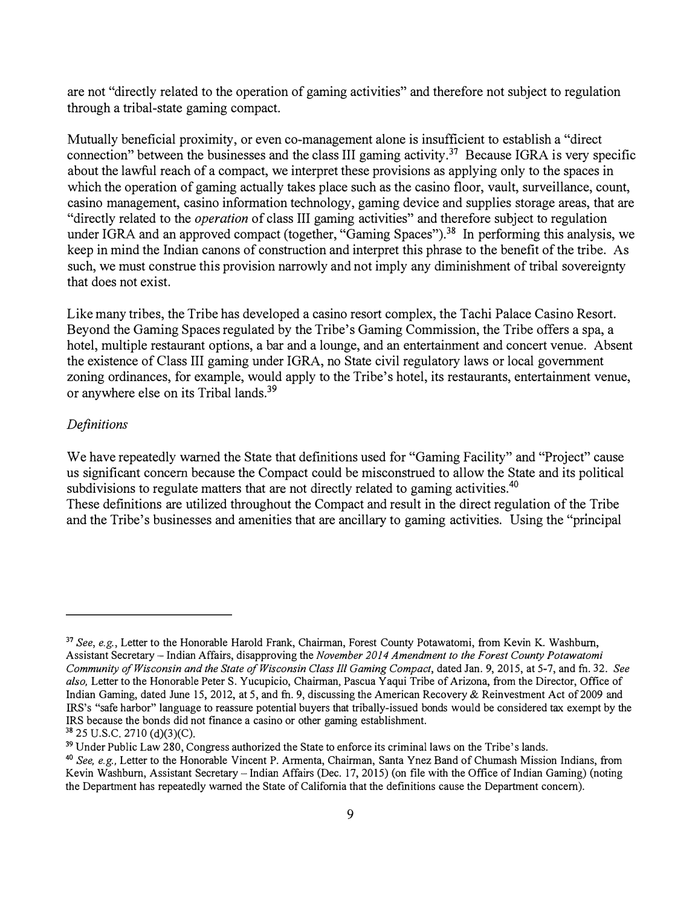are not "directly related to the operation of gaming activities" and therefore not subject to regulation through a tribal-state gaming compact.

Mutually beneficial proximity, or even co-management alone is insufficient to establish a "direct connection" between the businesses and the class III gaming activity.[37] Because IGRA is very specific about the lawful reach of a compact, we interpret these provisions as applying only to the spaces in which the operation of gaming actually takes place such as the casino floor, vault, surveillance, count, casino management, casino information technology, gaming device and supplies storage areas, that are "directly related to the *operation* of class III gaming activities" and therefore subject to regulation under IGRA and an approved compact (together, "Gaming Spaces").[38] In performing this analysis, we keep in mind the Indian canons of construction and interpret this phrase to the benefit of the tribe. As such, we must construe this provision narrowly and not imply any diminishment of tribal sovereignty that does not exist.

Like many tribes, the Tribe has developed a casino resort complex, the Tachi Palace Casino Resort. Beyond the Gaming Spaces regulated by the Tribe's Gaming Commission, the Tribe offers a spa, a hotel, multiple restaurant options, a bar and a lounge, and an entertainment and concert venue. Absent the existence of Class III gaming under IGRA, no State civil regulatory laws or local government zoning ordinances, for example, would apply to the Tribe's hotel, its restaurants, entertainment venue, or anywhere else on its Tribal lands.[39]

*Definitions*

We have repeatedly warned the State that definitions used for "Gaming Facility" and "Project" cause us significant concern because the Compact could be misconstrued to allow the State and its political subdivisions to regulate matters that are not directly related to gaming activities.[40]
These definitions are utilized throughout the Compact and result in the direct regulation of the Tribe and the Tribe's businesses and amenities that are ancillary to gaming activities. Using the "principal

---

[37] *See, e.g.*, Letter to the Honorable Harold Frank, Chairman, Forest County Potawatomi, from Kevin K. Washburn, Assistant Secretary – Indian Affairs, disapproving the *November 2014 Amendment to the Forest County Potawatomi Community of Wisconsin and the State of Wisconsin Class III Gaming Compact*, dated Jan. 9, 2015, at 5-7, and fn. 32. *See also,* Letter to the Honorable Peter S. Yucupicio, Chairman, Pascua Yaqui Tribe of Arizona, from the Director, Office of Indian Gaming, dated June 15, 2012, at 5, and fn. 9, discussing the American Recovery & Reinvestment Act of 2009 and IRS's "safe harbor" language to reassure potential buyers that tribally-issued bonds would be considered tax exempt by the IRS because the bonds did not finance a casino or other gaming establishment.

[38] 25 U.S.C. 2710 (d)(3)(C).

[39] Under Public Law 280, Congress authorized the State to enforce its criminal laws on the Tribe's lands.

[40] *See, e.g.,* Letter to the Honorable Vincent P. Armenta, Chairman, Santa Ynez Band of Chumash Mission Indians, from Kevin Washburn, Assistant Secretary – Indian Affairs (Dec. 17, 2015) (on file with the Office of Indian Gaming) (noting the Department has repeatedly warned the State of California that the definitions cause the Department concern).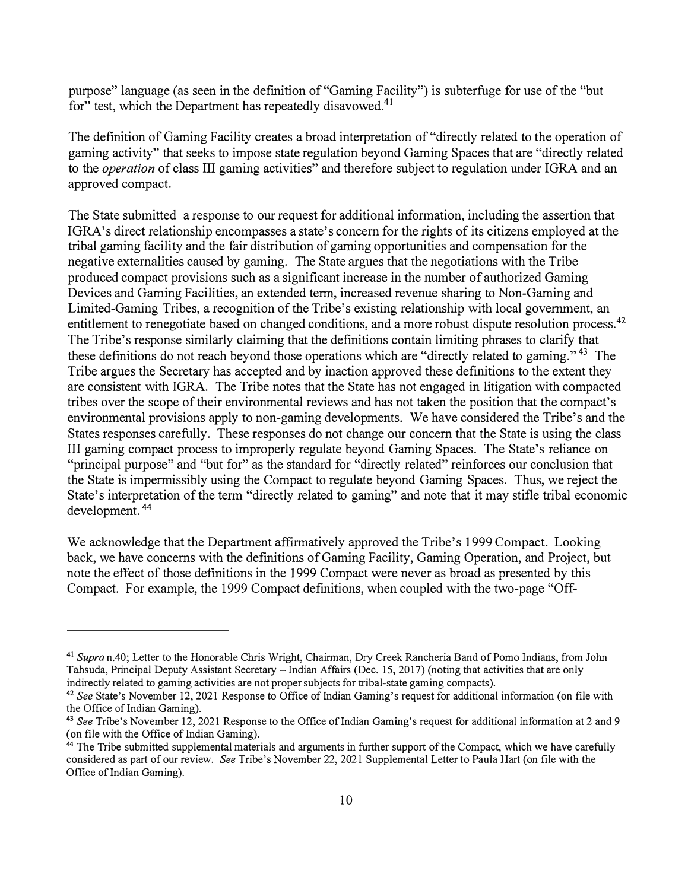purpose" language (as seen in the definition of "Gaming Facility") is subterfuge for use of the "but for" test, which the Department has repeatedly disavowed.[41]

The definition of Gaming Facility creates a broad interpretation of "directly related to the operation of gaming activity" that seeks to impose state regulation beyond Gaming Spaces that are "directly related to the *operation* of class III gaming activities" and therefore subject to regulation under IGRA and an approved compact.

The State submitted a response to our request for additional information, including the assertion that IGRA's direct relationship encompasses a state's concern for the rights of its citizens employed at the tribal gaming facility and the fair distribution of gaming opportunities and compensation for the negative externalities caused by gaming. The State argues that the negotiations with the Tribe produced compact provisions such as a significant increase in the number of authorized Gaming Devices and Gaming Facilities, an extended term, increased revenue sharing to Non-Gaming and Limited-Gaming Tribes, a recognition of the Tribe's existing relationship with local government, an entitlement to renegotiate based on changed conditions, and a more robust dispute resolution process.[42] The Tribe's response similarly claiming that the definitions contain limiting phrases to clarify that these definitions do not reach beyond those operations which are "directly related to gaming."[43] The Tribe argues the Secretary has accepted and by inaction approved these definitions to the extent they are consistent with IGRA. The Tribe notes that the State has not engaged in litigation with compacted tribes over the scope of their environmental reviews and has not taken the position that the compact's environmental provisions apply to non-gaming developments. We have considered the Tribe's and the States responses carefully. These responses do not change our concern that the State is using the class III gaming compact process to improperly regulate beyond Gaming Spaces. The State's reliance on "principal purpose" and "but for" as the standard for "directly related" reinforces our conclusion that the State is impermissibly using the Compact to regulate beyond Gaming Spaces. Thus, we reject the State's interpretation of the term "directly related to gaming" and note that it may stifle tribal economic development.[44]

We acknowledge that the Department affirmatively approved the Tribe's 1999 Compact. Looking back, we have concerns with the definitions of Gaming Facility, Gaming Operation, and Project, but note the effect of those definitions in the 1999 Compact were never as broad as presented by this Compact. For example, the 1999 Compact definitions, when coupled with the two-page "Off-

---

[41] *Supra* n.40; Letter to the Honorable Chris Wright, Chairman, Dry Creek Rancheria Band of Pomo Indians, from John Tahsuda, Principal Deputy Assistant Secretary – Indian Affairs (Dec. 15, 2017) (noting that activities that are only indirectly related to gaming activities are not proper subjects for tribal-state gaming compacts).

[42] *See* State's November 12, 2021 Response to Office of Indian Gaming's request for additional information (on file with the Office of Indian Gaming).

[43] *See* Tribe's November 12, 2021 Response to the Office of Indian Gaming's request for additional information at 2 and 9 (on file with the Office of Indian Gaming).

[44] The Tribe submitted supplemental materials and arguments in further support of the Compact, which we have carefully considered as part of our review. *See* Tribe's November 22, 2021 Supplemental Letter to Paula Hart (on file with the Office of Indian Gaming).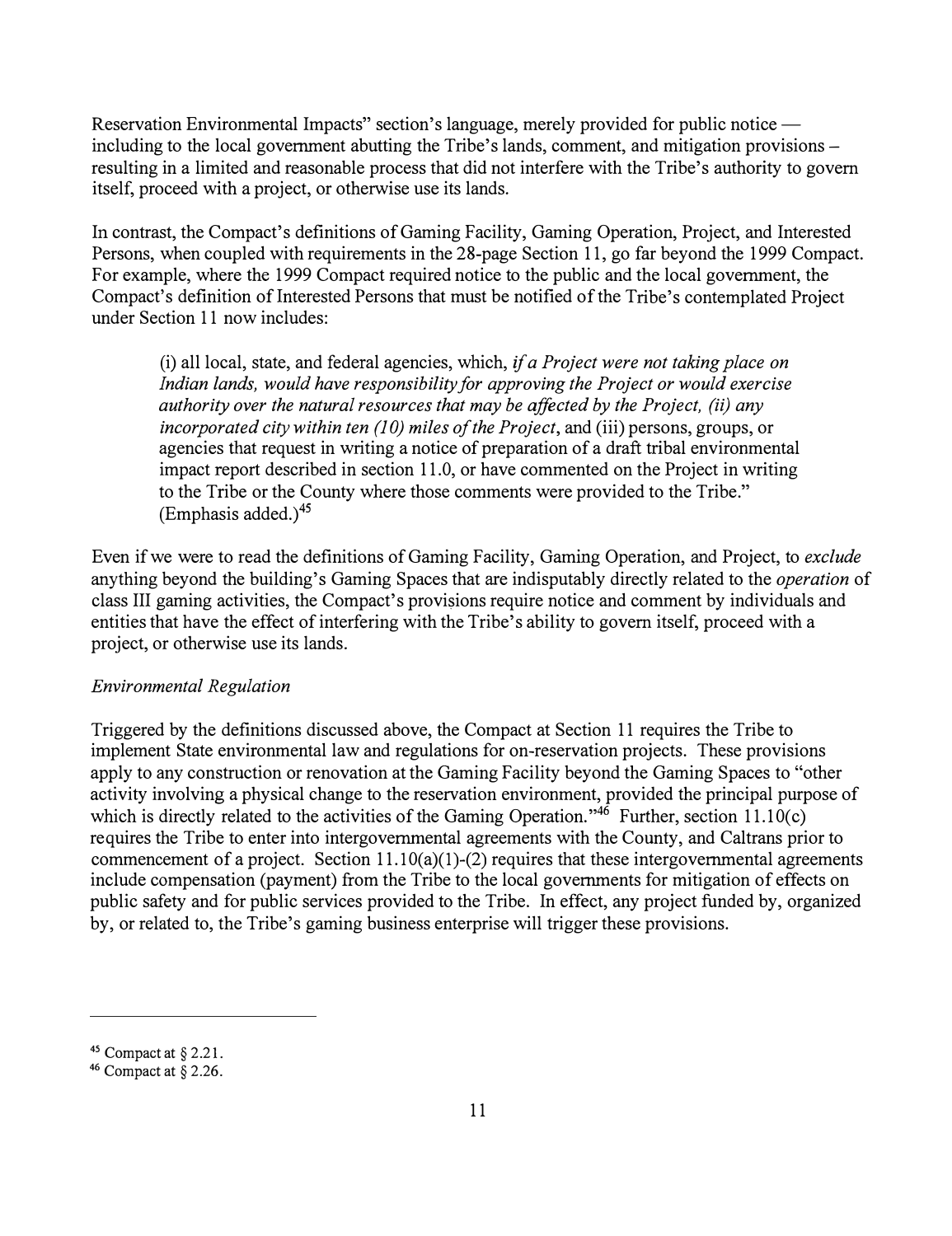Reservation Environmental Impacts" section's language, merely provided for public notice — including to the local government abutting the Tribe's lands, comment, and mitigation provisions – resulting in a limited and reasonable process that did not interfere with the Tribe's authority to govern itself, proceed with a project, or otherwise use its lands.

In contrast, the Compact's definitions of Gaming Facility, Gaming Operation, Project, and Interested Persons, when coupled with requirements in the 28-page Section 11, go far beyond the 1999 Compact. For example, where the 1999 Compact required notice to the public and the local government, the Compact's definition of Interested Persons that must be notified of the Tribe's contemplated Project under Section 11 now includes:

> (i) all local, state, and federal agencies, which, *if a Project were not taking place on Indian lands, would have responsibility for approving the Project or would exercise authority over the natural resources that may be affected by the Project, (ii) any incorporated city within ten (10) miles of the Project*, and (iii) persons, groups, or agencies that request in writing a notice of preparation of a draft tribal environmental impact report described in section 11.0, or have commented on the Project in writing to the Tribe or the County where those comments were provided to the Tribe." (Emphasis added.)[45]

Even if we were to read the definitions of Gaming Facility, Gaming Operation, and Project, to *exclude* anything beyond the building's Gaming Spaces that are indisputably directly related to the *operation* of class III gaming activities, the Compact's provisions require notice and comment by individuals and entities that have the effect of interfering with the Tribe's ability to govern itself, proceed with a project, or otherwise use its lands.

*Environmental Regulation*

Triggered by the definitions discussed above, the Compact at Section 11 requires the Tribe to implement State environmental law and regulations for on-reservation projects. These provisions apply to any construction or renovation at the Gaming Facility beyond the Gaming Spaces to "other activity involving a physical change to the reservation environment, provided the principal purpose of which is directly related to the activities of the Gaming Operation."[46] Further, section 11.10(c) requires the Tribe to enter into intergovernmental agreements with the County, and Caltrans prior to commencement of a project. Section 11.10(a)(1)-(2) requires that these intergovernmental agreements include compensation (payment) from the Tribe to the local governments for mitigation of effects on public safety and for public services provided to the Tribe. In effect, any project funded by, organized by, or related to, the Tribe's gaming business enterprise will trigger these provisions.

---

[45] Compact at § 2.21.

[46] Compact at § 2.26.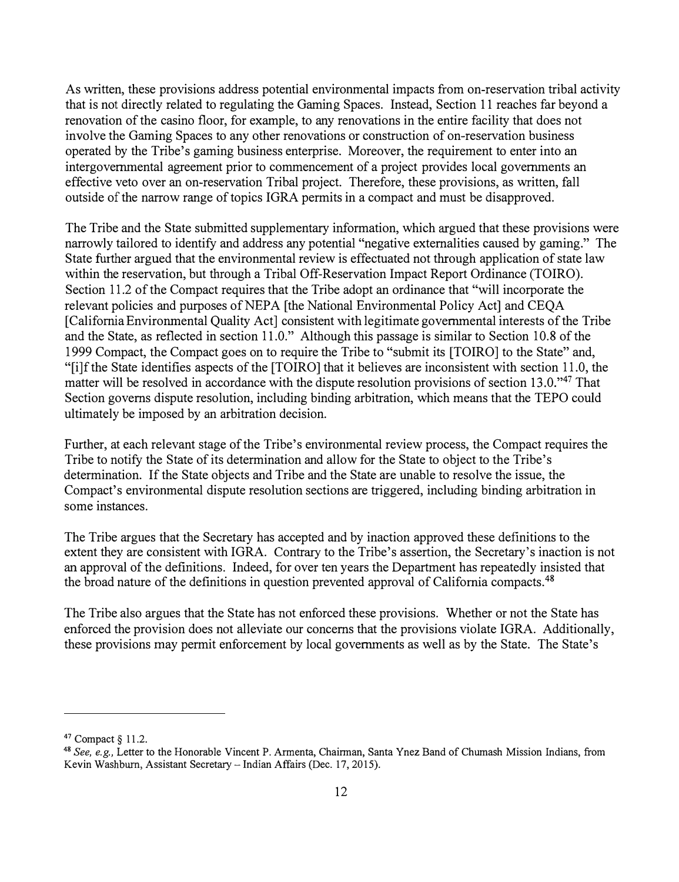As written, these provisions address potential environmental impacts from on-reservation tribal activity that is not directly related to regulating the Gaming Spaces. Instead, Section 11 reaches far beyond a renovation of the casino floor, for example, to any renovations in the entire facility that does not involve the Gaming Spaces to any other renovations or construction of on-reservation business operated by the Tribe's gaming business enterprise. Moreover, the requirement to enter into an intergovernmental agreement prior to commencement of a project provides local governments an effective veto over an on-reservation Tribal project. Therefore, these provisions, as written, fall outside of the narrow range of topics IGRA permits in a compact and must be disapproved.

The Tribe and the State submitted supplementary information, which argued that these provisions were narrowly tailored to identify and address any potential "negative externalities caused by gaming." The State further argued that the environmental review is effectuated not through application of state law within the reservation, but through a Tribal Off-Reservation Impact Report Ordinance (TOIRO). Section 11.2 of the Compact requires that the Tribe adopt an ordinance that "will incorporate the relevant policies and purposes of NEPA [the National Environmental Policy Act] and CEQA [California Environmental Quality Act] consistent with legitimate governmental interests of the Tribe and the State, as reflected in section 11.0." Although this passage is similar to Section 10.8 of the 1999 Compact, the Compact goes on to require the Tribe to "submit its [TOIRO] to the State" and, "[i]f the State identifies aspects of the [TOIRO] that it believes are inconsistent with section 11.0, the matter will be resolved in accordance with the dispute resolution provisions of section 13.0."[47] That Section governs dispute resolution, including binding arbitration, which means that the TEPO could ultimately be imposed by an arbitration decision.

Further, at each relevant stage of the Tribe's environmental review process, the Compact requires the Tribe to notify the State of its determination and allow for the State to object to the Tribe's determination. If the State objects and Tribe and the State are unable to resolve the issue, the Compact's environmental dispute resolution sections are triggered, including binding arbitration in some instances.

The Tribe argues that the Secretary has accepted and by inaction approved these definitions to the extent they are consistent with IGRA. Contrary to the Tribe's assertion, the Secretary's inaction is not an approval of the definitions. Indeed, for over ten years the Department has repeatedly insisted that the broad nature of the definitions in question prevented approval of California compacts.[48]

The Tribe also argues that the State has not enforced these provisions. Whether or not the State has enforced the provision does not alleviate our concerns that the provisions violate IGRA. Additionally, these provisions may permit enforcement by local governments as well as by the State. The State's

---

[47] Compact § 11.2.

[48] *See, e.g.,* Letter to the Honorable Vincent P. Armenta, Chairman, Santa Ynez Band of Chumash Mission Indians, from Kevin Washburn, Assistant Secretary – Indian Affairs (Dec. 17, 2015).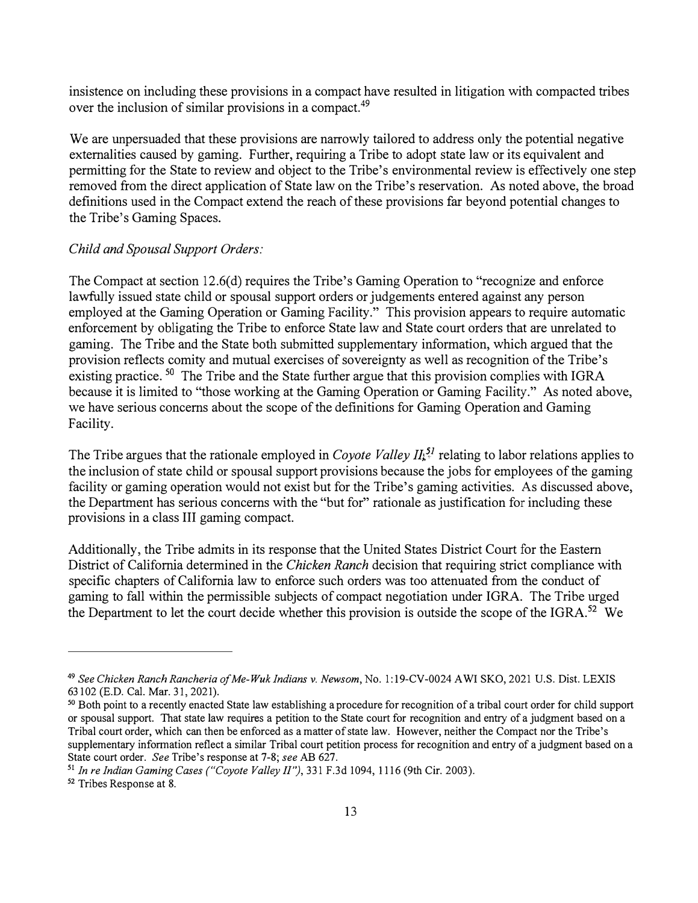insistence on including these provisions in a compact have resulted in litigation with compacted tribes over the inclusion of similar provisions in a compact.[49]

We are unpersuaded that these provisions are narrowly tailored to address only the potential negative externalities caused by gaming. Further, requiring a Tribe to adopt state law or its equivalent and permitting for the State to review and object to the Tribe's environmental review is effectively one step removed from the direct application of State law on the Tribe's reservation. As noted above, the broad definitions used in the Compact extend the reach of these provisions far beyond potential changes to the Tribe's Gaming Spaces.

*Child and Spousal Support Orders:*

The Compact at section 12.6(d) requires the Tribe's Gaming Operation to "recognize and enforce lawfully issued state child or spousal support orders or judgements entered against any person employed at the Gaming Operation or Gaming Facility." This provision appears to require automatic enforcement by obligating the Tribe to enforce State law and State court orders that are unrelated to gaming. The Tribe and the State both submitted supplementary information, which argued that the provision reflects comity and mutual exercises of sovereignty as well as recognition of the Tribe's existing practice.[50] The Tribe and the State further argue that this provision complies with IGRA because it is limited to "those working at the Gaming Operation or Gaming Facility." As noted above, we have serious concerns about the scope of the definitions for Gaming Operation and Gaming Facility.

The Tribe argues that the rationale employed in *Coyote Valley II*,[51] relating to labor relations applies to the inclusion of state child or spousal support provisions because the jobs for employees of the gaming facility or gaming operation would not exist but for the Tribe's gaming activities. As discussed above, the Department has serious concerns with the "but for" rationale as justification for including these provisions in a class III gaming compact.

Additionally, the Tribe admits in its response that the United States District Court for the Eastern District of California determined in the *Chicken Ranch* decision that requiring strict compliance with specific chapters of California law to enforce such orders was too attenuated from the conduct of gaming to fall within the permissible subjects of compact negotiation under IGRA. The Tribe urged the Department to let the court decide whether this provision is outside the scope of the IGRA.[52] We

---

[49] *See Chicken Ranch Rancheria of Me-Wuk Indians v. Newsom*, No. 1:19-CV-0024 AWI SKO, 2021 U.S. Dist. LEXIS 63102 (E.D. Cal. Mar. 31, 2021).

[50] Both point to a recently enacted State law establishing a procedure for recognition of a tribal court order for child support or spousal support. That state law requires a petition to the State court for recognition and entry of a judgment based on a Tribal court order, which can then be enforced as a matter of state law. However, neither the Compact nor the Tribe's supplementary information reflect a similar Tribal court petition process for recognition and entry of a judgment based on a State court order. *See* Tribe's response at 7-8; *see* AB 627.

[51] *In re Indian Gaming Cases ("Coyote Valley II")*, 331 F.3d 1094, 1116 (9th Cir. 2003).

[52] Tribes Response at 8.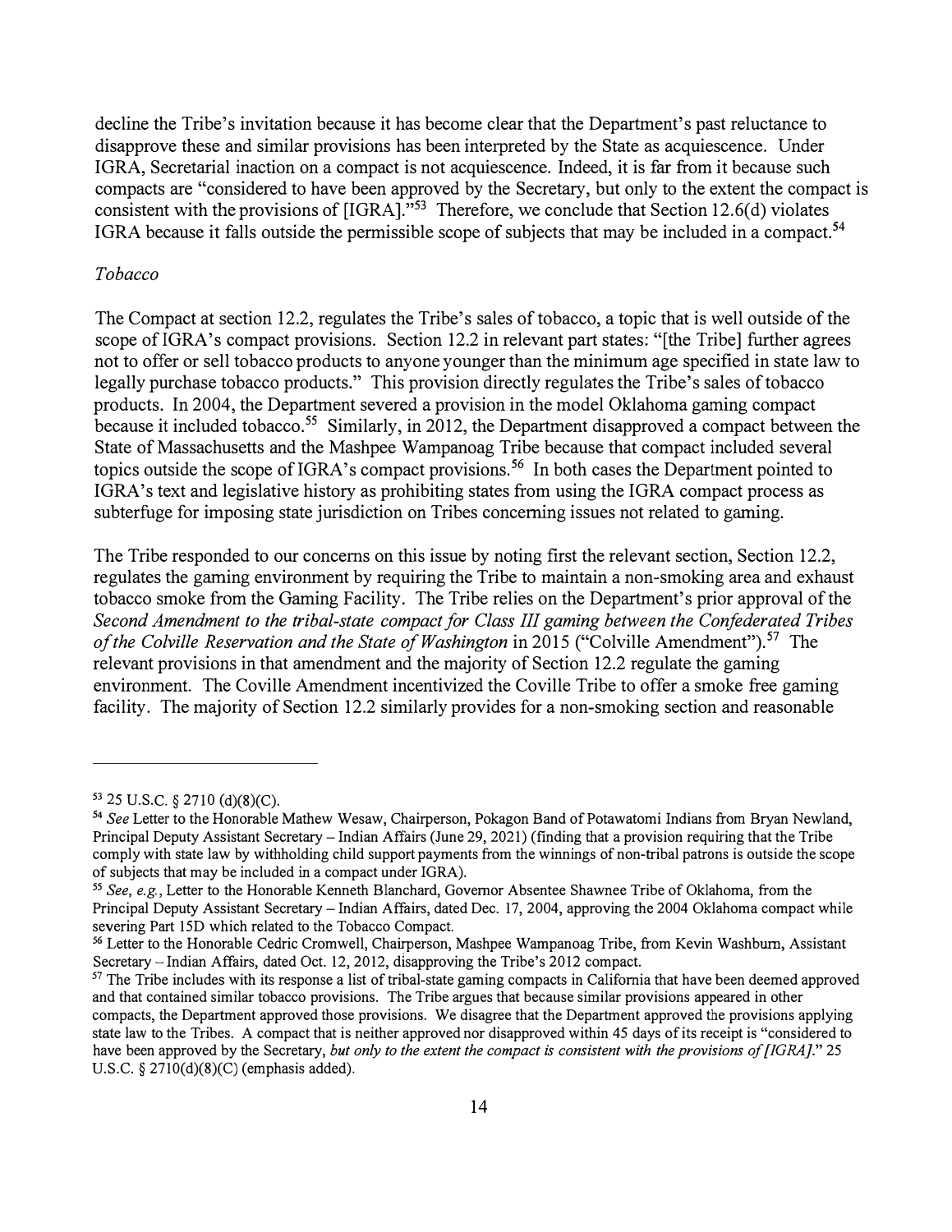decline the Tribe's invitation because it has become clear that the Department's past reluctance to disapprove these and similar provisions has been interpreted by the State as acquiescence. Under IGRA, Secretarial inaction on a compact is not acquiescence. Indeed, it is far from it because such compacts are "considered to have been approved by the Secretary, but only to the extent the compact is consistent with the provisions of [IGRA]."[53] Therefore, we conclude that Section 12.6(d) violates IGRA because it falls outside the permissible scope of subjects that may be included in a compact.[54]

*Tobacco*

The Compact at section 12.2, regulates the Tribe's sales of tobacco, a topic that is well outside of the scope of IGRA's compact provisions. Section 12.2 in relevant part states: "[the Tribe] further agrees not to offer or sell tobacco products to anyone younger than the minimum age specified in state law to legally purchase tobacco products." This provision directly regulates the Tribe's sales of tobacco products. In 2004, the Department severed a provision in the model Oklahoma gaming compact because it included tobacco.[55] Similarly, in 2012, the Department disapproved a compact between the State of Massachusetts and the Mashpee Wampanoag Tribe because that compact included several topics outside the scope of IGRA's compact provisions.[56] In both cases the Department pointed to IGRA's text and legislative history as prohibiting states from using the IGRA compact process as subterfuge for imposing state jurisdiction on Tribes concerning issues not related to gaming.

The Tribe responded to our concerns on this issue by noting first the relevant section, Section 12.2, regulates the gaming environment by requiring the Tribe to maintain a non-smoking area and exhaust tobacco smoke from the Gaming Facility. The Tribe relies on the Department's prior approval of the *Second Amendment to the tribal-state compact for Class III gaming between the Confederated Tribes of the Colville Reservation and the State of Washington* in 2015 ("Colville Amendment").[57] The relevant provisions in that amendment and the majority of Section 12.2 regulate the gaming environment. The Coville Amendment incentivized the Coville Tribe to offer a smoke free gaming facility. The majority of Section 12.2 similarly provides for a non-smoking section and reasonable

---

[53] 25 U.S.C. § 2710 (d)(8)(C).

[54] *See* Letter to the Honorable Mathew Wesaw, Chairperson, Pokagon Band of Potawatomi Indians from Bryan Newland, Principal Deputy Assistant Secretary – Indian Affairs (June 29, 2021) (finding that a provision requiring that the Tribe comply with state law by withholding child support payments from the winnings of non-tribal patrons is outside the scope of subjects that may be included in a compact under IGRA).

[55] *See, e.g.*, Letter to the Honorable Kenneth Blanchard, Governor Absentee Shawnee Tribe of Oklahoma, from the Principal Deputy Assistant Secretary – Indian Affairs, dated Dec. 17, 2004, approving the 2004 Oklahoma compact while severing Part 15D which related to the Tobacco Compact.

[56] Letter to the Honorable Cedric Cromwell, Chairperson, Mashpee Wampanoag Tribe, from Kevin Washburn, Assistant Secretary – Indian Affairs, dated Oct. 12, 2012, disapproving the Tribe's 2012 compact.

[57] The Tribe includes with its response a list of tribal-state gaming compacts in California that have been deemed approved and that contained similar tobacco provisions. The Tribe argues that because similar provisions appeared in other compacts, the Department approved those provisions. We disagree that the Department approved the provisions applying state law to the Tribes. A compact that is neither approved nor disapproved within 45 days of its receipt is "considered to have been approved by the Secretary, *but only to the extent the compact is consistent with the provisions of [IGRA].*" 25 U.S.C. § 2710(d)(8)(C) (emphasis added).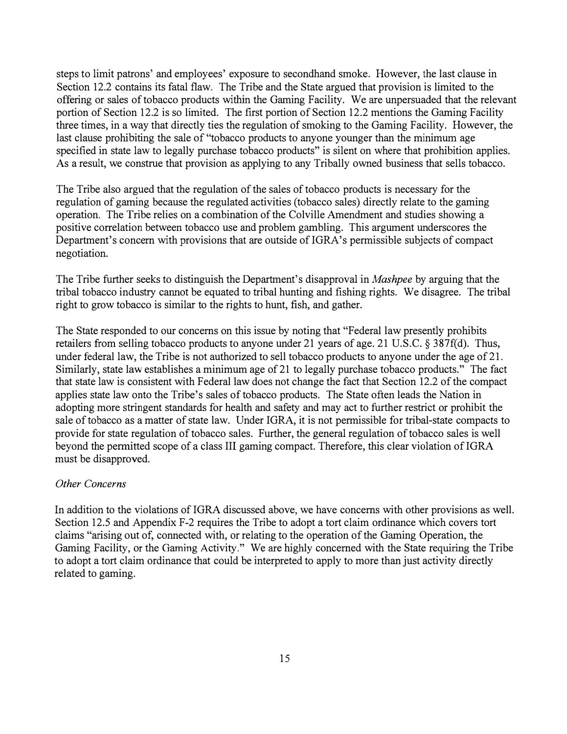steps to limit patrons' and employees' exposure to secondhand smoke. However, the last clause in Section 12.2 contains its fatal flaw. The Tribe and the State argued that provision is limited to the offering or sales of tobacco products within the Gaming Facility. We are unpersuaded that the relevant portion of Section 12.2 is so limited. The first portion of Section 12.2 mentions the Gaming Facility three times, in a way that directly ties the regulation of smoking to the Gaming Facility. However, the last clause prohibiting the sale of "tobacco products to anyone younger than the minimum age specified in state law to legally purchase tobacco products" is silent on where that prohibition applies. As a result, we construe that provision as applying to any Tribally owned business that sells tobacco.

The Tribe also argued that the regulation of the sales of tobacco products is necessary for the regulation of gaming because the regulated activities (tobacco sales) directly relate to the gaming operation. The Tribe relies on a combination of the Colville Amendment and studies showing a positive correlation between tobacco use and problem gambling. This argument underscores the Department's concern with provisions that are outside of IGRA's permissible subjects of compact negotiation.

The Tribe further seeks to distinguish the Department's disapproval in *Mashpee* by arguing that the tribal tobacco industry cannot be equated to tribal hunting and fishing rights. We disagree. The tribal right to grow tobacco is similar to the rights to hunt, fish, and gather.

The State responded to our concerns on this issue by noting that "Federal law presently prohibits retailers from selling tobacco products to anyone under 21 years of age. 21 U.S.C. § 387f(d). Thus, under federal law, the Tribe is not authorized to sell tobacco products to anyone under the age of 21. Similarly, state law establishes a minimum age of 21 to legally purchase tobacco products." The fact that state law is consistent with Federal law does not change the fact that Section 12.2 of the compact applies state law onto the Tribe's sales of tobacco products. The State often leads the Nation in adopting more stringent standards for health and safety and may act to further restrict or prohibit the sale of tobacco as a matter of state law. Under IGRA, it is not permissible for tribal-state compacts to provide for state regulation of tobacco sales. Further, the general regulation of tobacco sales is well beyond the permitted scope of a class III gaming compact. Therefore, this clear violation of IGRA must be disapproved.

*Other Concerns*

In addition to the violations of IGRA discussed above, we have concerns with other provisions as well. Section 12.5 and Appendix F-2 requires the Tribe to adopt a tort claim ordinance which covers tort claims "arising out of, connected with, or relating to the operation of the Gaming Operation, the Gaming Facility, or the Gaming Activity." We are highly concerned with the State requiring the Tribe to adopt a tort claim ordinance that could be interpreted to apply to more than just activity directly related to gaming.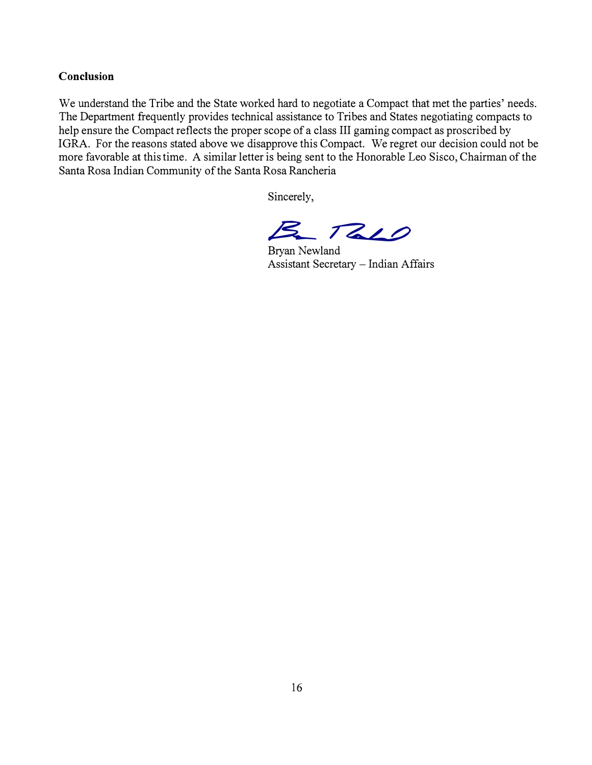**Conclusion**

We understand the Tribe and the State worked hard to negotiate a Compact that met the parties' needs. The Department frequently provides technical assistance to Tribes and States negotiating compacts to help ensure the Compact reflects the proper scope of a class III gaming compact as proscribed by IGRA. For the reasons stated above we disapprove this Compact. We regret our decision could not be more favorable at this time. A similar letter is being sent to the Honorable Leo Sisco, Chairman of the Santa Rosa Indian Community of the Santa Rosa Rancheria

Sincerely,

Bryan Newland
Assistant Secretary – Indian Affairs